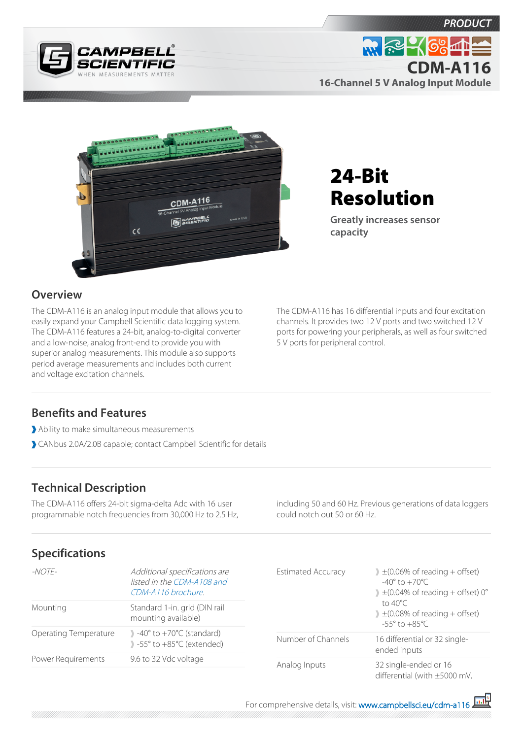PRODUCT

# CDM-A116

## 16-Channel 5 V Analog Input Module

# 24-Bit Resolution

**Greatly increases sensor capacity**

## Overview

The CDM-A116 is an analog input module that allows you to easily expand your Campbell Scientific data logging system. The CDM-A116 features a 24-bit, analog-to-digital converter and a low-noise, analog front-end to provide you with superior analog measurements. This module also supports period average measurements and includes both current and voltage excitation channels.

The CDM-A116 has 16 differential inputs and four excitation channels. It provides two 12 V ports and two switched 12 V ports for powering your peripherals, as well as four switched 5 V ports for peripheral control.

## Benefits and Features

- Ability to make simultaneous measurements
- CANbus 2.0A/2.0B capable; contact Campbell Scientific for details

## Technical Description

The CDM-A116 offers 24-bit sigma-delta Adc with 16 user programmable notch frequencies from 30,000 Hz to 2.5 Hz, including 50 and 60 Hz. Previous generations of data loggers could notch out 50 or 60 Hz.

## Specifications

| | |
|---|---|
| *-NOTE-* | *Additional specifications are listed in the CDM-A108 and CDM-A116 brochure.* |
| Mounting | Standard 1-in. grid (DIN rail mounting available) |
| Operating Temperature | -40° to +70°C (standard)<br>-55° to +85°C (extended) |
| Power Requirements | 9.6 to 32 Vdc voltage |
| Estimated Accuracy | ±(0.06% of reading + offset) -40° to +70°C<br>±(0.04% of reading + offset) 0° to 40°C<br>±(0.08% of reading + offset) -55° to +85°C |
| Number of Channels | 16 differential or 32 single-ended inputs |
| Analog Inputs | 32 single-ended or 16 differential (with ±5000 mV, |

For comprehensive details, visit: www.campbellsci.eu/cdm-a116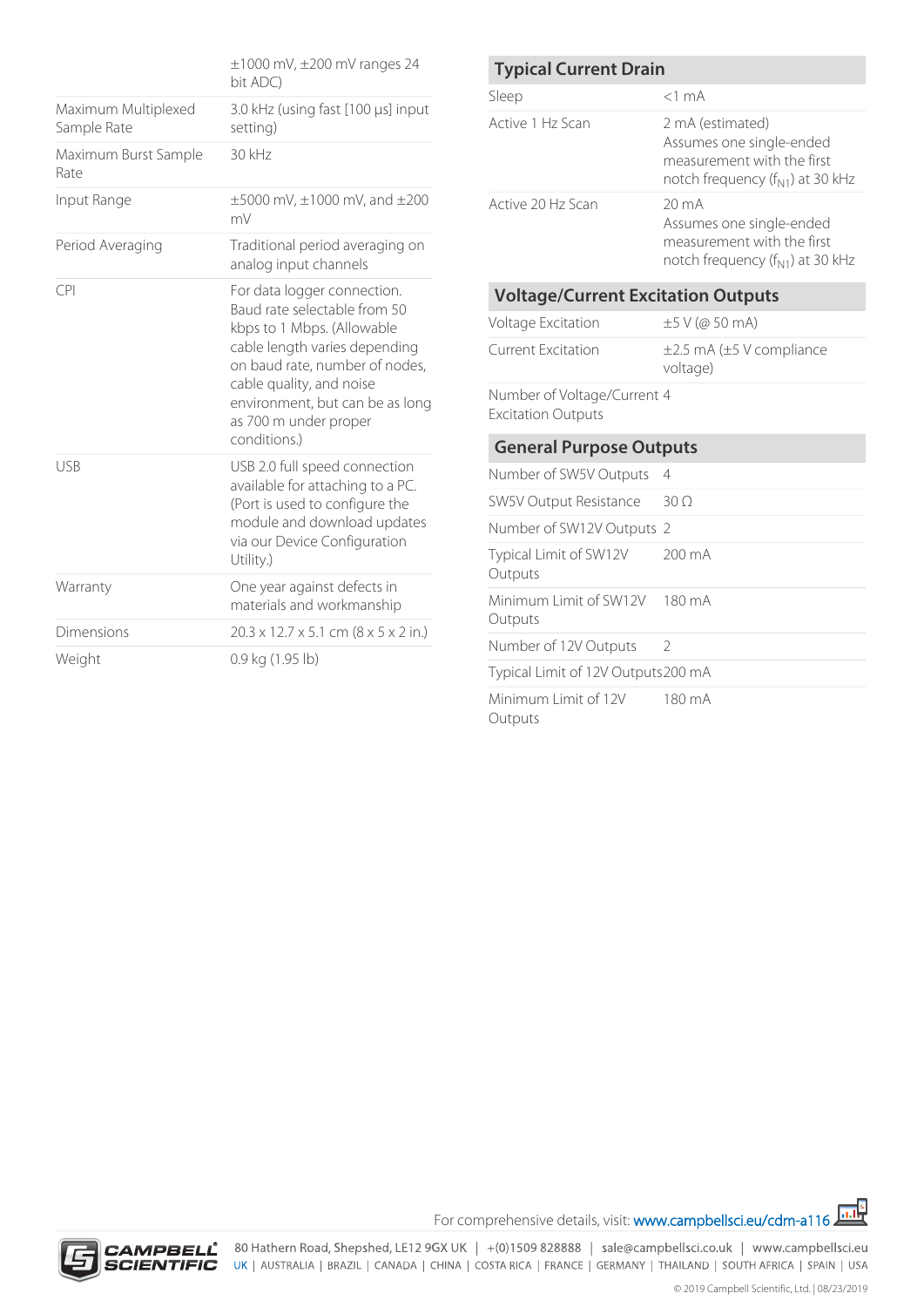| | |
|---|---|
| | ±1000 mV, ±200 mV ranges 24 bit ADC) |
| Maximum Multiplexed Sample Rate | 3.0 kHz (using fast [100 µs] input setting) |
| Maximum Burst Sample Rate | 30 kHz |
| Input Range | ±5000 mV, ±1000 mV, and ±200 mV |
| Period Averaging | Traditional period averaging on analog input channels |
| CPI | For data logger connection. Baud rate selectable from 50 kbps to 1 Mbps. (Allowable cable length varies depending on baud rate, number of nodes, cable quality, and noise environment, but can be as long as 700 m under proper conditions.) |
| USB | USB 2.0 full speed connection available for attaching to a PC. (Port is used to configure the module and download updates via our Device Configuration Utility.) |
| Warranty | One year against defects in materials and workmanship |
| Dimensions | 20.3 x 12.7 x 5.1 cm (8 x 5 x 2 in.) |
| Weight | 0.9 kg (1.95 lb) |

## Typical Current Drain

| | |
|---|---|
| Sleep | <1 mA |
| Active 1 Hz Scan | 2 mA (estimated) Assumes one single-ended measurement with the first notch frequency ($f_{N1}$) at 30 kHz |
| Active 20 Hz Scan | 20 mA Assumes one single-ended measurement with the first notch frequency ($f_{N1}$) at 30 kHz |

## Voltage/Current Excitation Outputs

| | |
|---|---|
| Voltage Excitation | ±5 V (@ 50 mA) |
| Current Excitation | ±2.5 mA (±5 V compliance voltage) |
| Number of Voltage/Current Excitation Outputs | 4 |

## General Purpose Outputs

| | |
|---|---|
| Number of SW5V Outputs | 4 |
| SW5V Output Resistance | 30 Ω |
| Number of SW12V Outputs | 2 |
| Typical Limit of SW12V Outputs | 200 mA |
| Minimum Limit of SW12V Outputs | 180 mA |
| Number of 12V Outputs | 2 |
| Typical Limit of 12V Outputs | 200 mA |
| Minimum Limit of 12V Outputs | 180 mA |

For comprehensive details, visit: www.campbellsci.eu/cdm-a116

CAMPBELL SCIENTIFIC

80 Hathern Road, Shepshed, LE12 9GX UK | +(0)1509 828888 | sale@campbellsci.co.uk | www.campbellsci.eu

UK | AUSTRALIA | BRAZIL | CANADA | CHINA | COSTA RICA | FRANCE | GERMANY | THAILAND | SOUTH AFRICA | SPAIN | USA

© 2019 Campbell Scientific, Ltd. | 08/23/2019